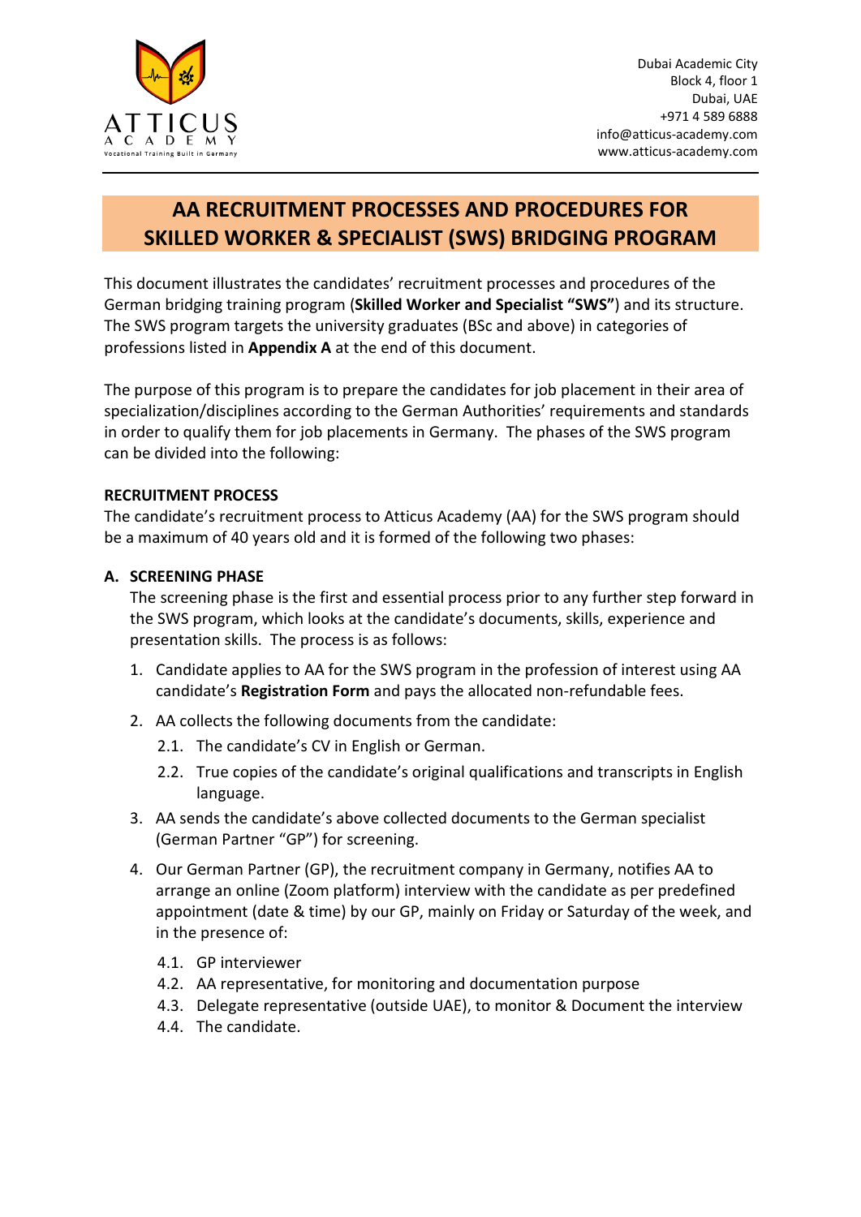Dubai Academic City
Block 4, floor 1
Dubai, UAE
+971 4 589 6888
info@atticus-academy.com
www.atticus-academy.com

# AA RECRUITMENT PROCESSES AND PROCEDURES FOR SKILLED WORKER & SPECIALIST (SWS) BRIDGING PROGRAM

This document illustrates the candidates' recruitment processes and procedures of the German bridging training program (**Skilled Worker and Specialist "SWS"**) and its structure. The SWS program targets the university graduates (BSc and above) in categories of professions listed in **Appendix A** at the end of this document.

The purpose of this program is to prepare the candidates for job placement in their area of specialization/disciplines according to the German Authorities' requirements and standards in order to qualify them for job placements in Germany. The phases of the SWS program can be divided into the following:

## RECRUITMENT PROCESS

The candidate's recruitment process to Atticus Academy (AA) for the SWS program should be a maximum of 40 years old and it is formed of the following two phases:

### A. SCREENING PHASE

The screening phase is the first and essential process prior to any further step forward in the SWS program, which looks at the candidate's documents, skills, experience and presentation skills. The process is as follows:

1. Candidate applies to AA for the SWS program in the profession of interest using AA candidate's **Registration Form** and pays the allocated non-refundable fees.
2. AA collects the following documents from the candidate:
   - 2.1. The candidate's CV in English or German.
   - 2.2. True copies of the candidate's original qualifications and transcripts in English language.
3. AA sends the candidate's above collected documents to the German specialist (German Partner "GP") for screening.
4. Our German Partner (GP), the recruitment company in Germany, notifies AA to arrange an online (Zoom platform) interview with the candidate as per predefined appointment (date & time) by our GP, mainly on Friday or Saturday of the week, and in the presence of:
   - 4.1. GP interviewer
   - 4.2. AA representative, for monitoring and documentation purpose
   - 4.3. Delegate representative (outside UAE), to monitor & Document the interview
   - 4.4. The candidate.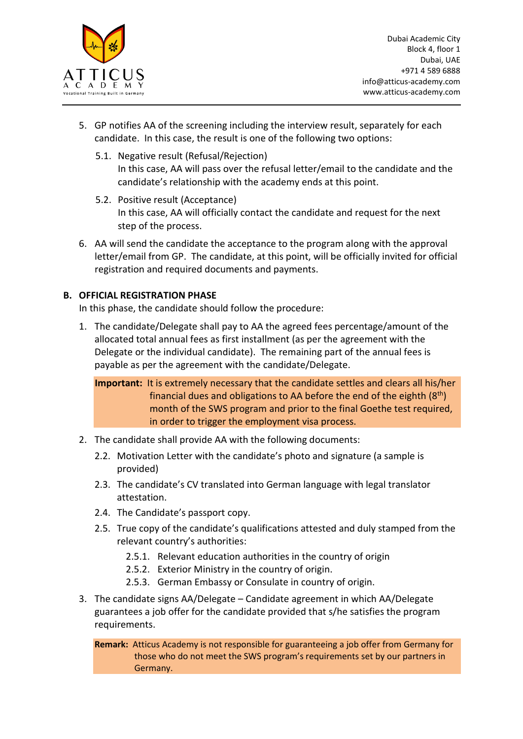5. GP notifies AA of the screening including the interview result, separately for each candidate. In this case, the result is one of the following two options:

   5.1. Negative result (Refusal/Rejection)
   In this case, AA will pass over the refusal letter/email to the candidate and the candidate's relationship with the academy ends at this point.

   5.2. Positive result (Acceptance)
   In this case, AA will officially contact the candidate and request for the next step of the process.

6. AA will send the candidate the acceptance to the program along with the approval letter/email from GP. The candidate, at this point, will be officially invited for official registration and required documents and payments.

## B. OFFICIAL REGISTRATION PHASE

In this phase, the candidate should follow the procedure:

1. The candidate/Delegate shall pay to AA the agreed fees percentage/amount of the allocated total annual fees as first installment (as per the agreement with the Delegate or the individual candidate). The remaining part of the annual fees is payable as per the agreement with the candidate/Delegate.

   **Important:** It is extremely necessary that the candidate settles and clears all his/her financial dues and obligations to AA before the end of the eighth (8th) month of the SWS program and prior to the final Goethe test required, in order to trigger the employment visa process.

2. The candidate shall provide AA with the following documents:

   2.2. Motivation Letter with the candidate's photo and signature (a sample is provided)

   2.3. The candidate's CV translated into German language with legal translator attestation.

   2.4. The Candidate's passport copy.

   2.5. True copy of the candidate's qualifications attested and duly stamped from the relevant country's authorities:

      2.5.1. Relevant education authorities in the country of origin

      2.5.2. Exterior Ministry in the country of origin.

      2.5.3. German Embassy or Consulate in country of origin.

3. The candidate signs AA/Delegate – Candidate agreement in which AA/Delegate guarantees a job offer for the candidate provided that s/he satisfies the program requirements.

   **Remark:** Atticus Academy is not responsible for guaranteeing a job offer from Germany for those who do not meet the SWS program's requirements set by our partners in Germany.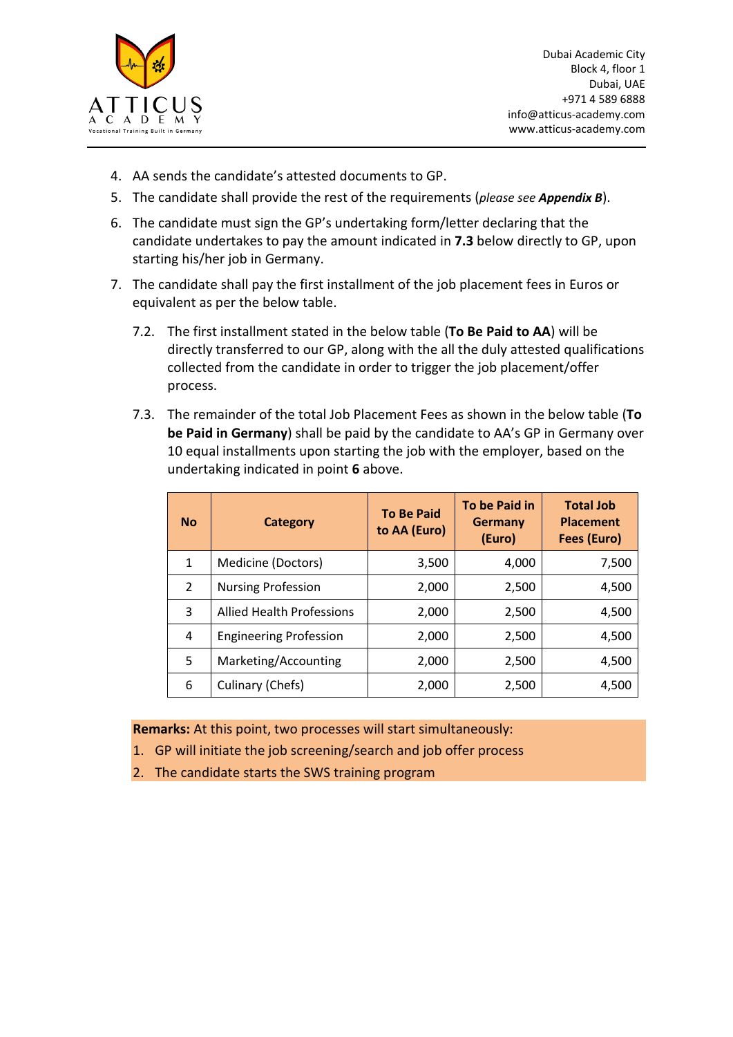4. AA sends the candidate's attested documents to GP.
5. The candidate shall provide the rest of the requirements (*please see **Appendix B***).
6. The candidate must sign the GP's undertaking form/letter declaring that the candidate undertakes to pay the amount indicated in **7.3** below directly to GP, upon starting his/her job in Germany.
7. The candidate shall pay the first installment of the job placement fees in Euros or equivalent as per the below table.

   7.2. The first installment stated in the below table (**To Be Paid to AA**) will be directly transferred to our GP, along with the all the duly attested qualifications collected from the candidate in order to trigger the job placement/offer process.

   7.3. The remainder of the total Job Placement Fees as shown in the below table (**To be Paid in Germany**) shall be paid by the candidate to AA's GP in Germany over 10 equal installments upon starting the job with the employer, based on the undertaking indicated in point **6** above.

| No | Category | To Be Paid to AA (Euro) | To be Paid in Germany (Euro) | Total Job Placement Fees (Euro) |
|---|---|---|---|---|
| 1 | Medicine (Doctors) | 3,500 | 4,000 | 7,500 |
| 2 | Nursing Profession | 2,000 | 2,500 | 4,500 |
| 3 | Allied Health Professions | 2,000 | 2,500 | 4,500 |
| 4 | Engineering Profession | 2,000 | 2,500 | 4,500 |
| 5 | Marketing/Accounting | 2,000 | 2,500 | 4,500 |
| 6 | Culinary (Chefs) | 2,000 | 2,500 | 4,500 |

**Remarks:** At this point, two processes will start simultaneously:

1. GP will initiate the job screening/search and job offer process
2. The candidate starts the SWS training program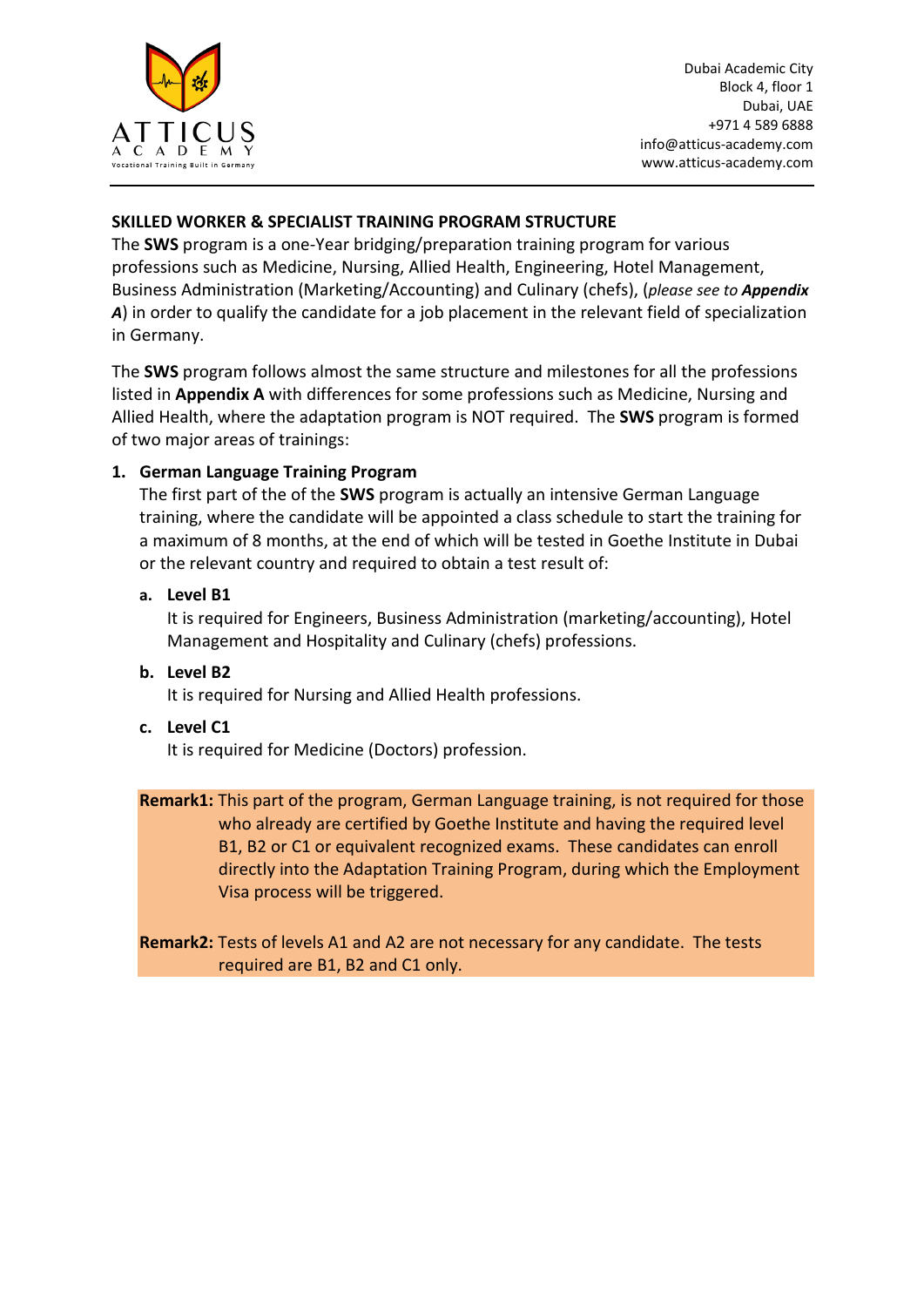**SKILLED WORKER & SPECIALIST TRAINING PROGRAM STRUCTURE**

The **SWS** program is a one-Year bridging/preparation training program for various professions such as Medicine, Nursing, Allied Health, Engineering, Hotel Management, Business Administration (Marketing/Accounting) and Culinary (chefs), (*please see to **Appendix A***) in order to qualify the candidate for a job placement in the relevant field of specialization in Germany.

The **SWS** program follows almost the same structure and milestones for all the professions listed in **Appendix A** with differences for some professions such as Medicine, Nursing and Allied Health, where the adaptation program is NOT required. The **SWS** program is formed of two major areas of trainings:

1. **German Language Training Program**

   The first part of the of the **SWS** program is actually an intensive German Language training, where the candidate will be appointed a class schedule to start the training for a maximum of 8 months, at the end of which will be tested in Goethe Institute in Dubai or the relevant country and required to obtain a test result of:

   a. **Level B1**

      It is required for Engineers, Business Administration (marketing/accounting), Hotel Management and Hospitality and Culinary (chefs) professions.

   b. **Level B2**

      It is required for Nursing and Allied Health professions.

   c. **Level C1**

      It is required for Medicine (Doctors) profession.

   **Remark1:** This part of the program, German Language training, is not required for those who already are certified by Goethe Institute and having the required level B1, B2 or C1 or equivalent recognized exams. These candidates can enroll directly into the Adaptation Training Program, during which the Employment Visa process will be triggered.

   **Remark2:** Tests of levels A1 and A2 are not necessary for any candidate. The tests required are B1, B2 and C1 only.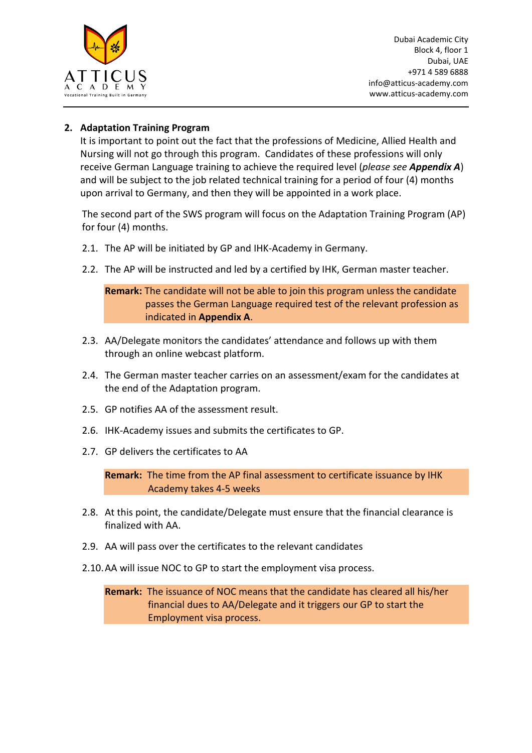## 2. Adaptation Training Program

It is important to point out the fact that the professions of Medicine, Allied Health and Nursing will not go through this program. Candidates of these professions will only receive German Language training to achieve the required level (*please see **Appendix A***) and will be subject to the job related technical training for a period of four (4) months upon arrival to Germany, and then they will be appointed in a work place.

The second part of the SWS program will focus on the Adaptation Training Program (AP) for four (4) months.

2.1. The AP will be initiated by GP and IHK-Academy in Germany.

2.2. The AP will be instructed and led by a certified by IHK, German master teacher.

> **Remark:** The candidate will not be able to join this program unless the candidate passes the German Language required test of the relevant profession as indicated in **Appendix A**.

2.3. AA/Delegate monitors the candidates' attendance and follows up with them through an online webcast platform.

2.4. The German master teacher carries on an assessment/exam for the candidates at the end of the Adaptation program.

2.5. GP notifies AA of the assessment result.

2.6. IHK-Academy issues and submits the certificates to GP.

2.7. GP delivers the certificates to AA

> **Remark:** The time from the AP final assessment to certificate issuance by IHK Academy takes 4-5 weeks

2.8. At this point, the candidate/Delegate must ensure that the financial clearance is finalized with AA.

2.9. AA will pass over the certificates to the relevant candidates

2.10. AA will issue NOC to GP to start the employment visa process.

> **Remark:** The issuance of NOC means that the candidate has cleared all his/her financial dues to AA/Delegate and it triggers our GP to start the Employment visa process.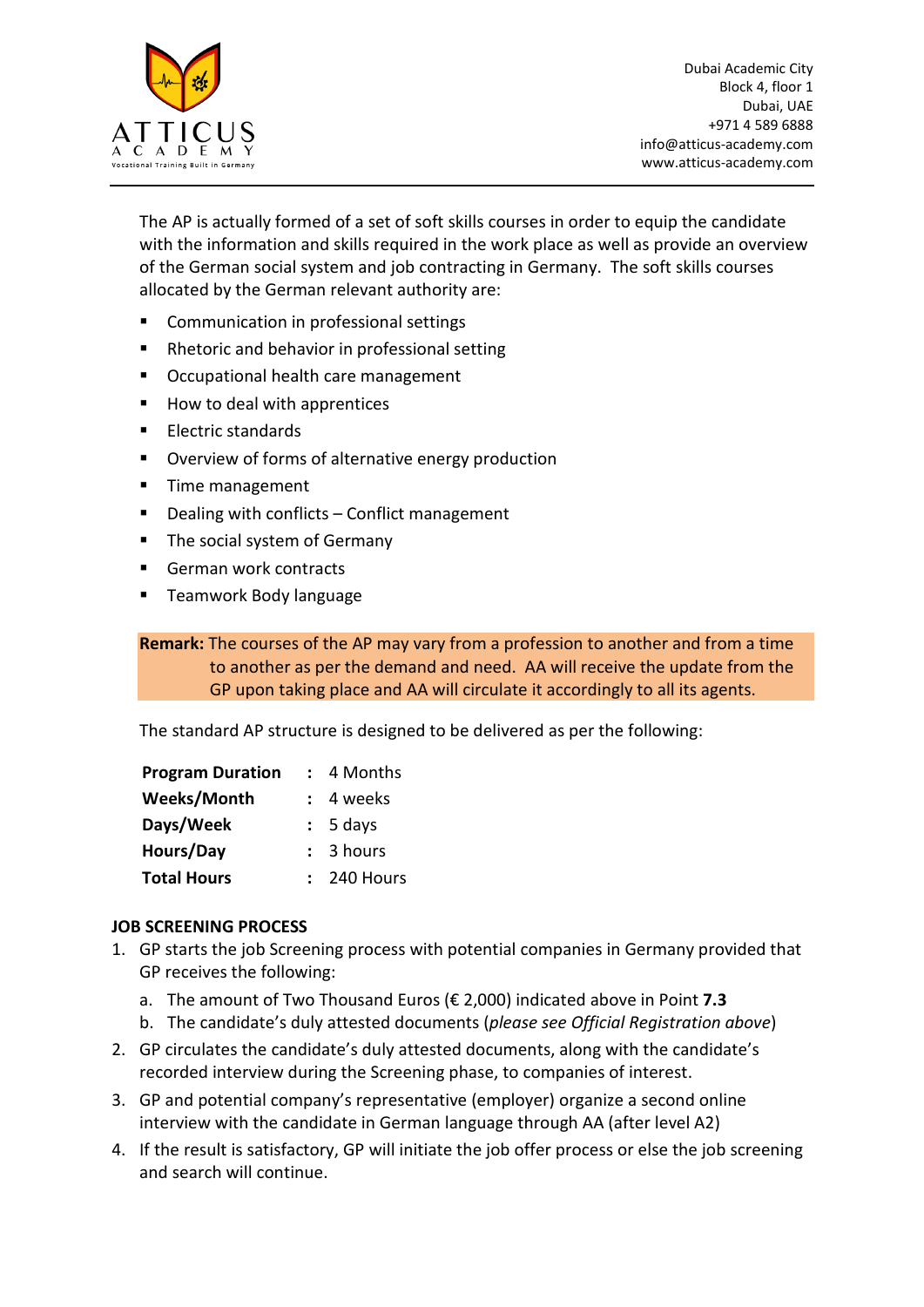The AP is actually formed of a set of soft skills courses in order to equip the candidate with the information and skills required in the work place as well as provide an overview of the German social system and job contracting in Germany. The soft skills courses allocated by the German relevant authority are:

- Communication in professional settings
- Rhetoric and behavior in professional setting
- Occupational health care management
- How to deal with apprentices
- Electric standards
- Overview of forms of alternative energy production
- Time management
- Dealing with conflicts – Conflict management
- The social system of Germany
- German work contracts
- Teamwork Body language

**Remark:** The courses of the AP may vary from a profession to another and from a time to another as per the demand and need. AA will receive the update from the GP upon taking place and AA will circulate it accordingly to all its agents.

The standard AP structure is designed to be delivered as per the following:

| | | |
|---|---|---|
| **Program Duration** | : | 4 Months |
| **Weeks/Month** | : | 4 weeks |
| **Days/Week** | : | 5 days |
| **Hours/Day** | : | 3 hours |
| **Total Hours** | : | 240 Hours |

**JOB SCREENING PROCESS**

1. GP starts the job Screening process with potential companies in Germany provided that GP receives the following:
   a. The amount of Two Thousand Euros (€ 2,000) indicated above in Point **7.3**
   b. The candidate's duly attested documents (*please see Official Registration above*)
2. GP circulates the candidate's duly attested documents, along with the candidate's recorded interview during the Screening phase, to companies of interest.
3. GP and potential company's representative (employer) organize a second online interview with the candidate in German language through AA (after level A2)
4. If the result is satisfactory, GP will initiate the job offer process or else the job screening and search will continue.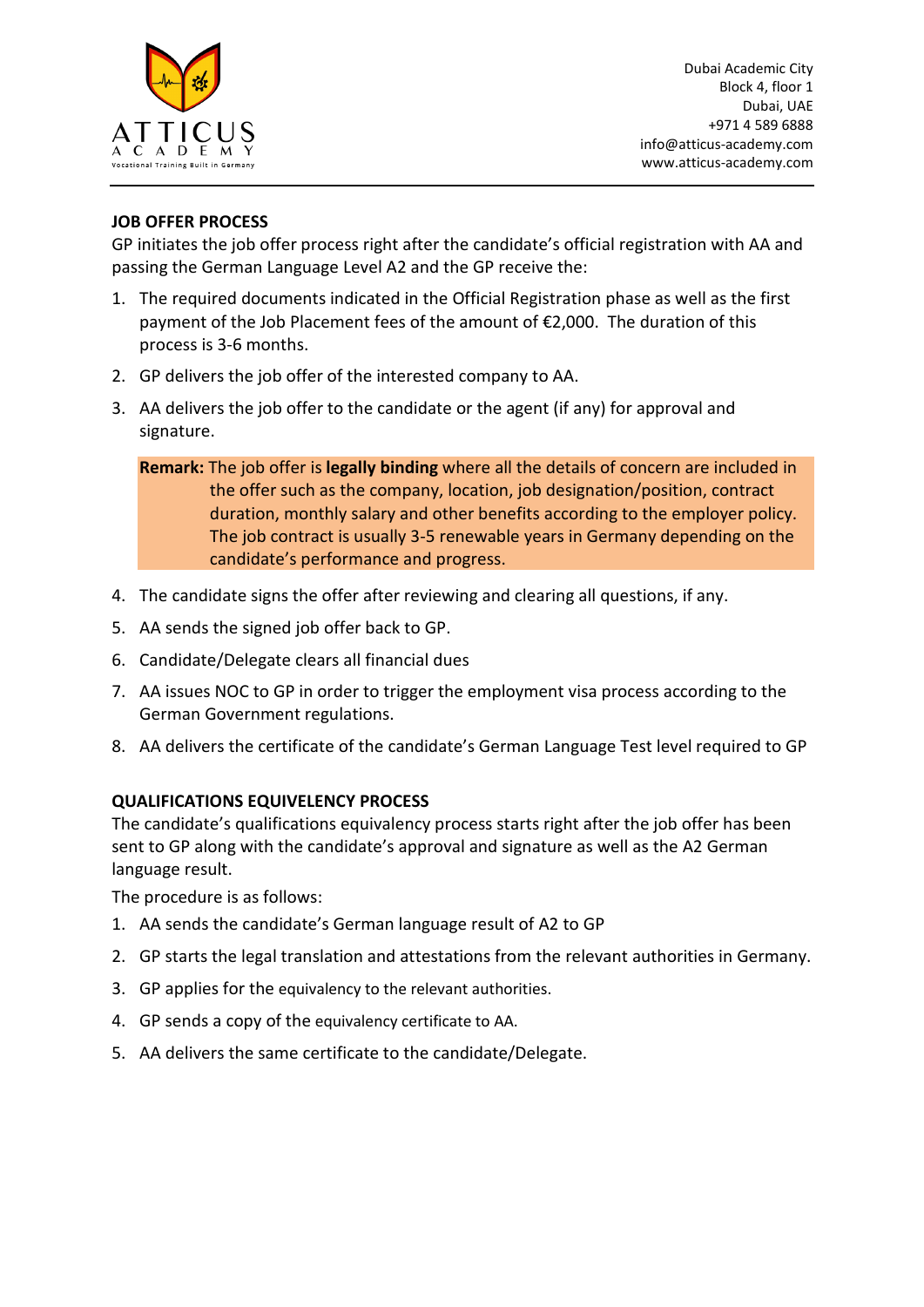ATTICUS ACADEMY
Vocational Training Built in Germany

Dubai Academic City
Block 4, floor 1
Dubai, UAE
+971 4 589 6888
info@atticus-academy.com
www.atticus-academy.com

**JOB OFFER PROCESS**

GP initiates the job offer process right after the candidate's official registration with AA and passing the German Language Level A2 and the GP receive the:

1. The required documents indicated in the Official Registration phase as well as the first payment of the Job Placement fees of the amount of €2,000. The duration of this process is 3-6 months.
2. GP delivers the job offer of the interested company to AA.
3. AA delivers the job offer to the candidate or the agent (if any) for approval and signature.

   **Remark:** The job offer is **legally binding** where all the details of concern are included in the offer such as the company, location, job designation/position, contract duration, monthly salary and other benefits according to the employer policy. The job contract is usually 3-5 renewable years in Germany depending on the candidate's performance and progress.

4. The candidate signs the offer after reviewing and clearing all questions, if any.
5. AA sends the signed job offer back to GP.
6. Candidate/Delegate clears all financial dues
7. AA issues NOC to GP in order to trigger the employment visa process according to the German Government regulations.
8. AA delivers the certificate of the candidate's German Language Test level required to GP

**QUALIFICATIONS EQUIVELENCY PROCESS**

The candidate's qualifications equivalency process starts right after the job offer has been sent to GP along with the candidate's approval and signature as well as the A2 German language result.

The procedure is as follows:

1. AA sends the candidate's German language result of A2 to GP
2. GP starts the legal translation and attestations from the relevant authorities in Germany.
3. GP applies for the equivalency to the relevant authorities.
4. GP sends a copy of the equivalency certificate to AA.
5. AA delivers the same certificate to the candidate/Delegate.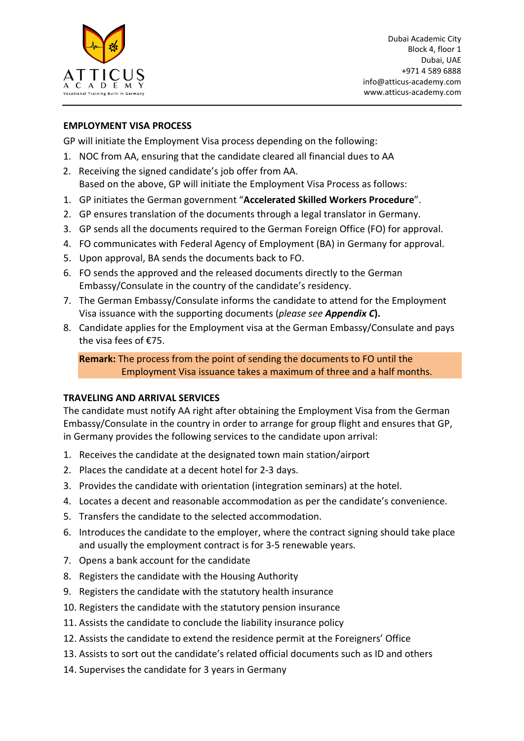## EMPLOYMENT VISA PROCESS

GP will initiate the Employment Visa process depending on the following:

1. NOC from AA, ensuring that the candidate cleared all financial dues to AA
2. Receiving the signed candidate's job offer from AA.
   Based on the above, GP will initiate the Employment Visa Process as follows:

1. GP initiates the German government "**Accelerated Skilled Workers Procedure**".
2. GP ensures translation of the documents through a legal translator in Germany.
3. GP sends all the documents required to the German Foreign Office (FO) for approval.
4. FO communicates with Federal Agency of Employment (BA) in Germany for approval.
5. Upon approval, BA sends the documents back to FO.
6. FO sends the approved and the released documents directly to the German Embassy/Consulate in the country of the candidate's residency.
7. The German Embassy/Consulate informs the candidate to attend for the Employment Visa issuance with the supporting documents (*please see* ***Appendix C*****).**
8. Candidate applies for the Employment visa at the German Embassy/Consulate and pays the visa fees of €75.

**Remark:** The process from the point of sending the documents to FO until the Employment Visa issuance takes a maximum of three and a half months.

## TRAVELING AND ARRIVAL SERVICES

The candidate must notify AA right after obtaining the Employment Visa from the German Embassy/Consulate in the country in order to arrange for group flight and ensures that GP, in Germany provides the following services to the candidate upon arrival:

1. Receives the candidate at the designated town main station/airport
2. Places the candidate at a decent hotel for 2-3 days.
3. Provides the candidate with orientation (integration seminars) at the hotel.
4. Locates a decent and reasonable accommodation as per the candidate's convenience.
5. Transfers the candidate to the selected accommodation.
6. Introduces the candidate to the employer, where the contract signing should take place and usually the employment contract is for 3-5 renewable years.
7. Opens a bank account for the candidate
8. Registers the candidate with the Housing Authority
9. Registers the candidate with the statutory health insurance
10. Registers the candidate with the statutory pension insurance
11. Assists the candidate to conclude the liability insurance policy
12. Assists the candidate to extend the residence permit at the Foreigners' Office
13. Assists to sort out the candidate's related official documents such as ID and others
14. Supervises the candidate for 3 years in Germany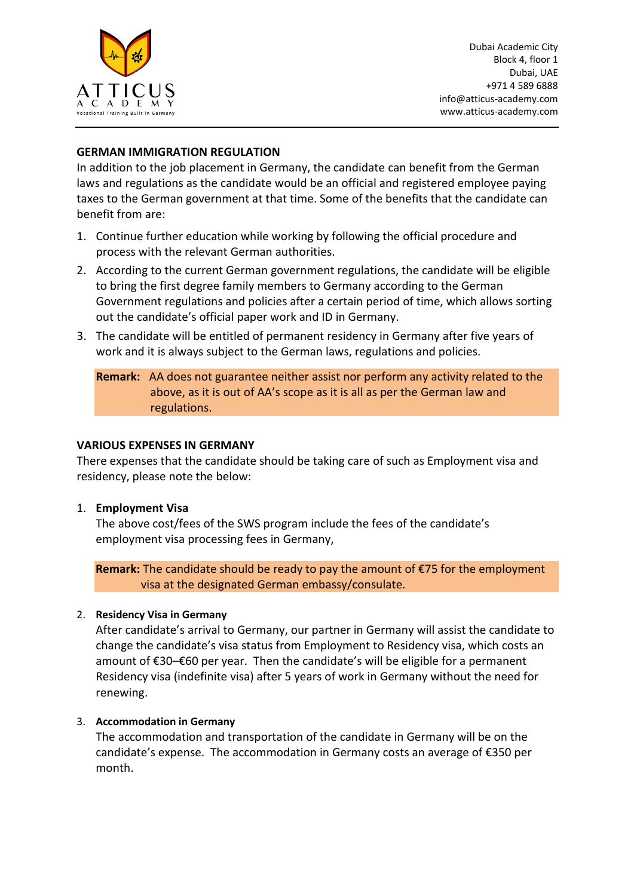## GERMAN IMMIGRATION REGULATION

In addition to the job placement in Germany, the candidate can benefit from the German laws and regulations as the candidate would be an official and registered employee paying taxes to the German government at that time. Some of the benefits that the candidate can benefit from are:

1. Continue further education while working by following the official procedure and process with the relevant German authorities.
2. According to the current German government regulations, the candidate will be eligible to bring the first degree family members to Germany according to the German Government regulations and policies after a certain period of time, which allows sorting out the candidate's official paper work and ID in Germany.
3. The candidate will be entitled of permanent residency in Germany after five years of work and it is always subject to the German laws, regulations and policies.

**Remark:** AA does not guarantee neither assist nor perform any activity related to the above, as it is out of AA's scope as it is all as per the German law and regulations.

## VARIOUS EXPENSES IN GERMANY

There expenses that the candidate should be taking care of such as Employment visa and residency, please note the below:

1. **Employment Visa**

   The above cost/fees of the SWS program include the fees of the candidate's employment visa processing fees in Germany,

   **Remark:** The candidate should be ready to pay the amount of €75 for the employment visa at the designated German embassy/consulate.

2. **Residency Visa in Germany**

   After candidate's arrival to Germany, our partner in Germany will assist the candidate to change the candidate's visa status from Employment to Residency visa, which costs an amount of €30–€60 per year. Then the candidate's will be eligible for a permanent Residency visa (indefinite visa) after 5 years of work in Germany without the need for renewing.

3. **Accommodation in Germany**

   The accommodation and transportation of the candidate in Germany will be on the candidate's expense. The accommodation in Germany costs an average of €350 per month.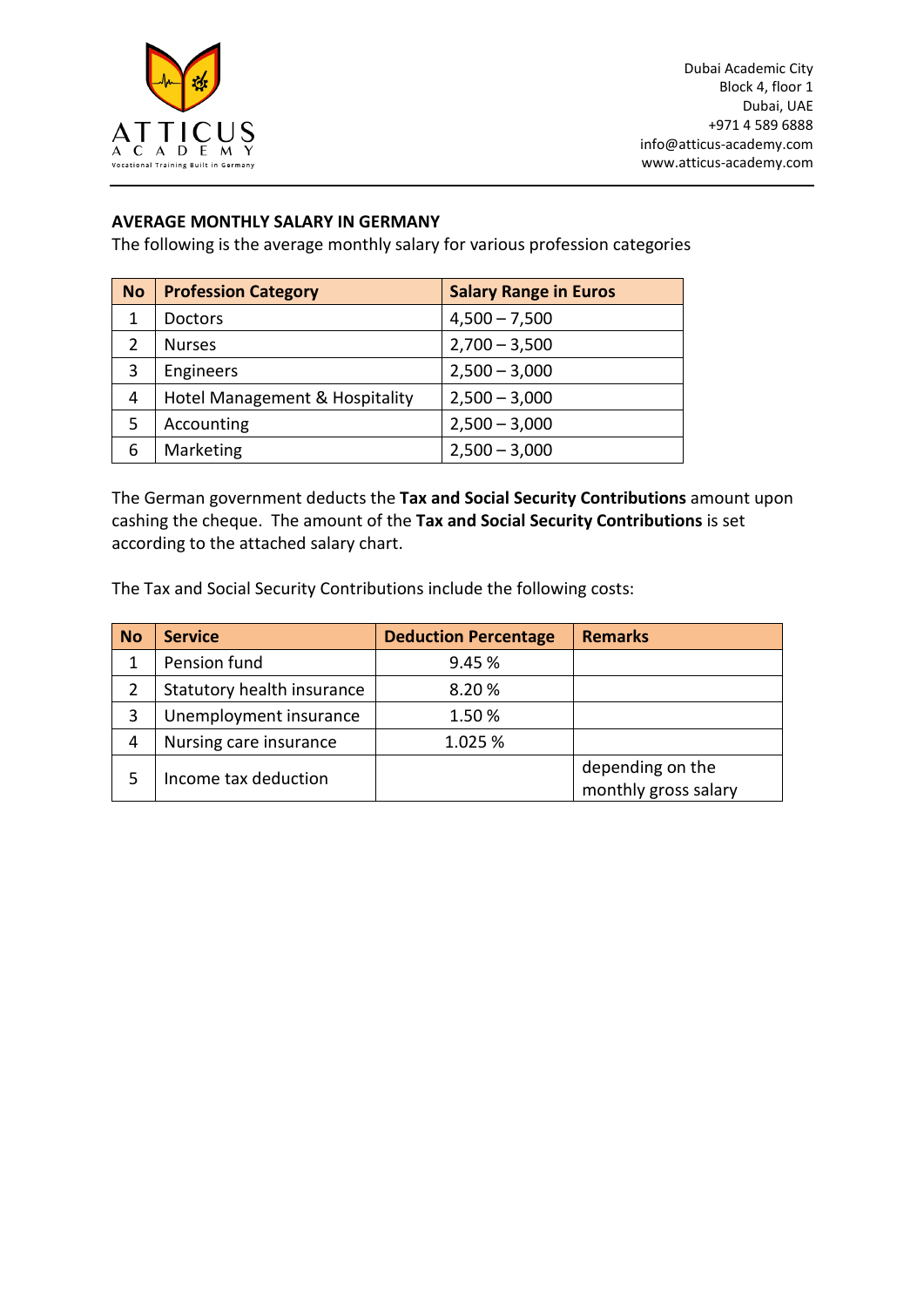**AVERAGE MONTHLY SALARY IN GERMANY**

The following is the average monthly salary for various profession categories

| No | Profession Category | Salary Range in Euros |
|---|---|---|
| 1 | Doctors | 4,500 – 7,500 |
| 2 | Nurses | 2,700 – 3,500 |
| 3 | Engineers | 2,500 – 3,000 |
| 4 | Hotel Management & Hospitality | 2,500 – 3,000 |
| 5 | Accounting | 2,500 – 3,000 |
| 6 | Marketing | 2,500 – 3,000 |

The German government deducts the **Tax and Social Security Contributions** amount upon cashing the cheque. The amount of the **Tax and Social Security Contributions** is set according to the attached salary chart.

The Tax and Social Security Contributions include the following costs:

| No | Service | Deduction Percentage | Remarks |
|---|---|---|---|
| 1 | Pension fund | 9.45 % | |
| 2 | Statutory health insurance | 8.20 % | |
| 3 | Unemployment insurance | 1.50 % | |
| 4 | Nursing care insurance | 1.025 % | |
| 5 | Income tax deduction | | depending on the monthly gross salary |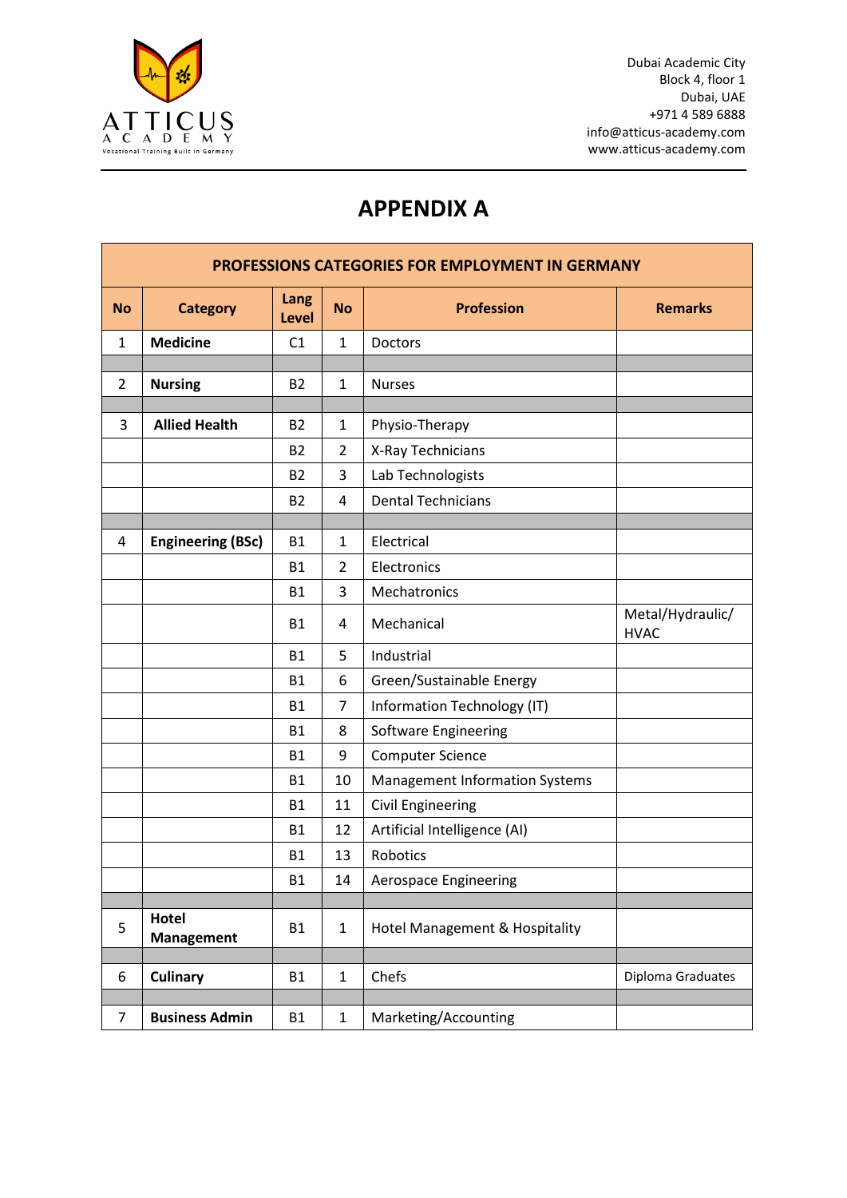# APPENDIX A

| PROFESSIONS CATEGORIES FOR EMPLOYMENT IN GERMANY | | | | | |
|---|---|---|---|---|---|
| **No** | **Category** | **Lang Level** | **No** | **Profession** | **Remarks** |
| 1 | **Medicine** | C1 | 1 | Doctors | |
| | | | | | |
| 2 | **Nursing** | B2 | 1 | Nurses | |
| | | | | | |
| 3 | **Allied Health** | B2 | 1 | Physio-Therapy | |
| | | B2 | 2 | X-Ray Technicians | |
| | | B2 | 3 | Lab Technologists | |
| | | B2 | 4 | Dental Technicians | |
| | | | | | |
| 4 | **Engineering (BSc)** | B1 | 1 | Electrical | |
| | | B1 | 2 | Electronics | |
| | | B1 | 3 | Mechatronics | |
| | | B1 | 4 | Mechanical | Metal/Hydraulic/ HVAC |
| | | B1 | 5 | Industrial | |
| | | B1 | 6 | Green/Sustainable Energy | |
| | | B1 | 7 | Information Technology (IT) | |
| | | B1 | 8 | Software Engineering | |
| | | B1 | 9 | Computer Science | |
| | | B1 | 10 | Management Information Systems | |
| | | B1 | 11 | Civil Engineering | |
| | | B1 | 12 | Artificial Intelligence (AI) | |
| | | B1 | 13 | Robotics | |
| | | B1 | 14 | Aerospace Engineering | |
| | | | | | |
| 5 | **Hotel Management** | B1 | 1 | Hotel Management & Hospitality | |
| | | | | | |
| 6 | **Culinary** | B1 | 1 | Chefs | Diploma Graduates |
| | | | | | |
| 7 | **Business Admin** | B1 | 1 | Marketing/Accounting | |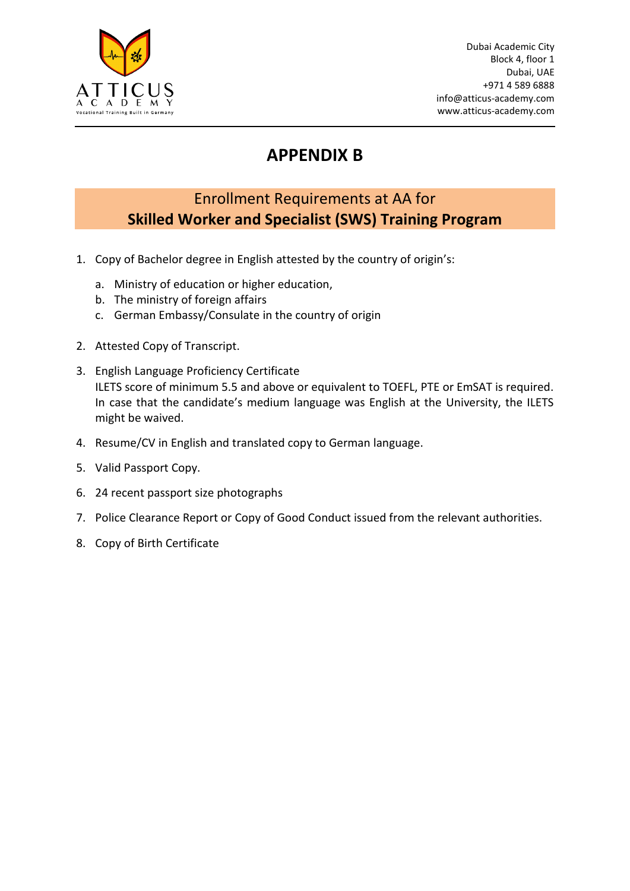Dubai Academic City
Block 4, floor 1
Dubai, UAE
+971 4 589 6888
info@atticus-academy.com
www.atticus-academy.com

# APPENDIX B

## Enrollment Requirements at AA for **Skilled Worker and Specialist (SWS) Training Program**

1. Copy of Bachelor degree in English attested by the country of origin's:
   a. Ministry of education or higher education,
   b. The ministry of foreign affairs
   c. German Embassy/Consulate in the country of origin
2. Attested Copy of Transcript.
3. English Language Proficiency Certificate
   ILETS score of minimum 5.5 and above or equivalent to TOEFL, PTE or EmSAT is required. In case that the candidate's medium language was English at the University, the ILETS might be waived.
4. Resume/CV in English and translated copy to German language.
5. Valid Passport Copy.
6. 24 recent passport size photographs
7. Police Clearance Report or Copy of Good Conduct issued from the relevant authorities.
8. Copy of Birth Certificate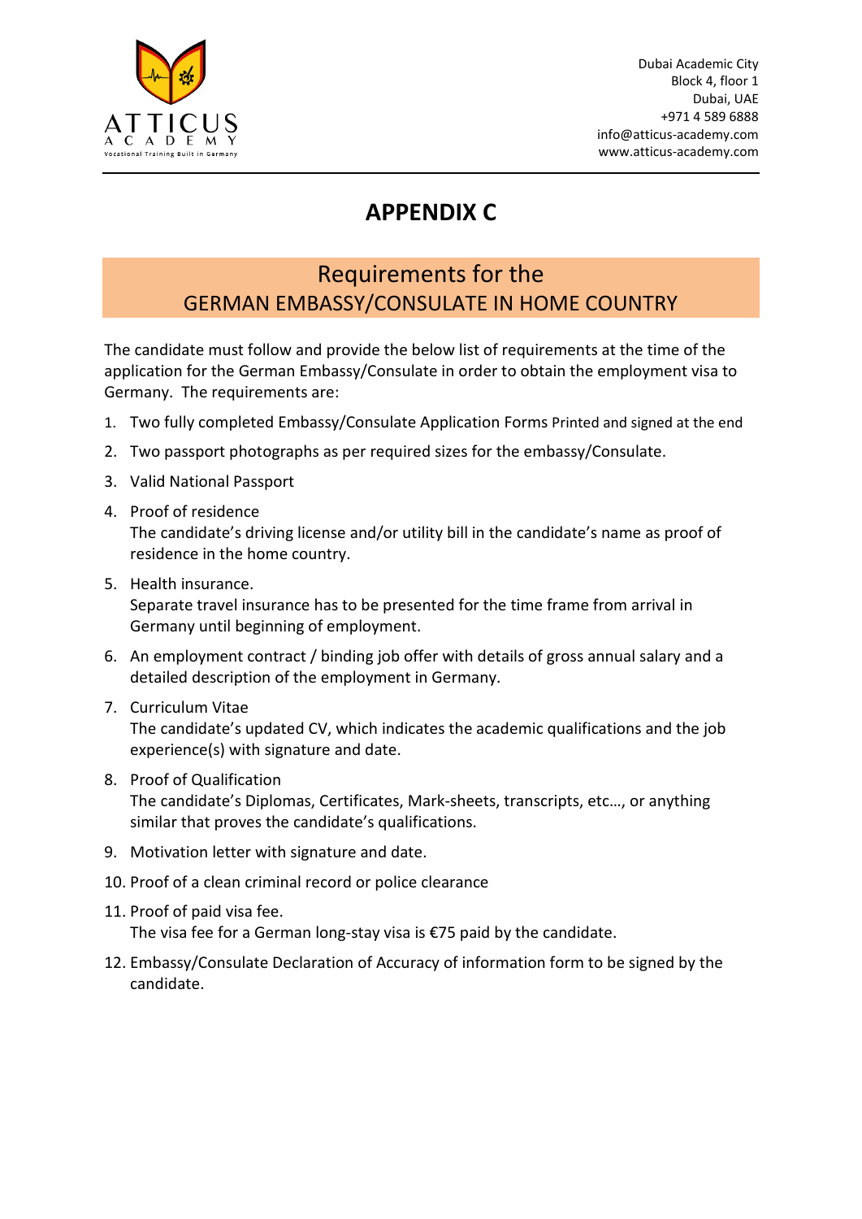# APPENDIX C

## Requirements for the GERMAN EMBASSY/CONSULATE IN HOME COUNTRY

The candidate must follow and provide the below list of requirements at the time of the application for the German Embassy/Consulate in order to obtain the employment visa to Germany. The requirements are:

1. Two fully completed Embassy/Consulate Application Forms Printed and signed at the end
2. Two passport photographs as per required sizes for the embassy/Consulate.
3. Valid National Passport
4. Proof of residence
   The candidate's driving license and/or utility bill in the candidate's name as proof of residence in the home country.
5. Health insurance.
   Separate travel insurance has to be presented for the time frame from arrival in Germany until beginning of employment.
6. An employment contract / binding job offer with details of gross annual salary and a detailed description of the employment in Germany.
7. Curriculum Vitae
   The candidate's updated CV, which indicates the academic qualifications and the job experience(s) with signature and date.
8. Proof of Qualification
   The candidate's Diplomas, Certificates, Mark-sheets, transcripts, etc..., or anything similar that proves the candidate's qualifications.
9. Motivation letter with signature and date.
10. Proof of a clean criminal record or police clearance
11. Proof of paid visa fee.
    The visa fee for a German long-stay visa is €75 paid by the candidate.
12. Embassy/Consulate Declaration of Accuracy of information form to be signed by the candidate.